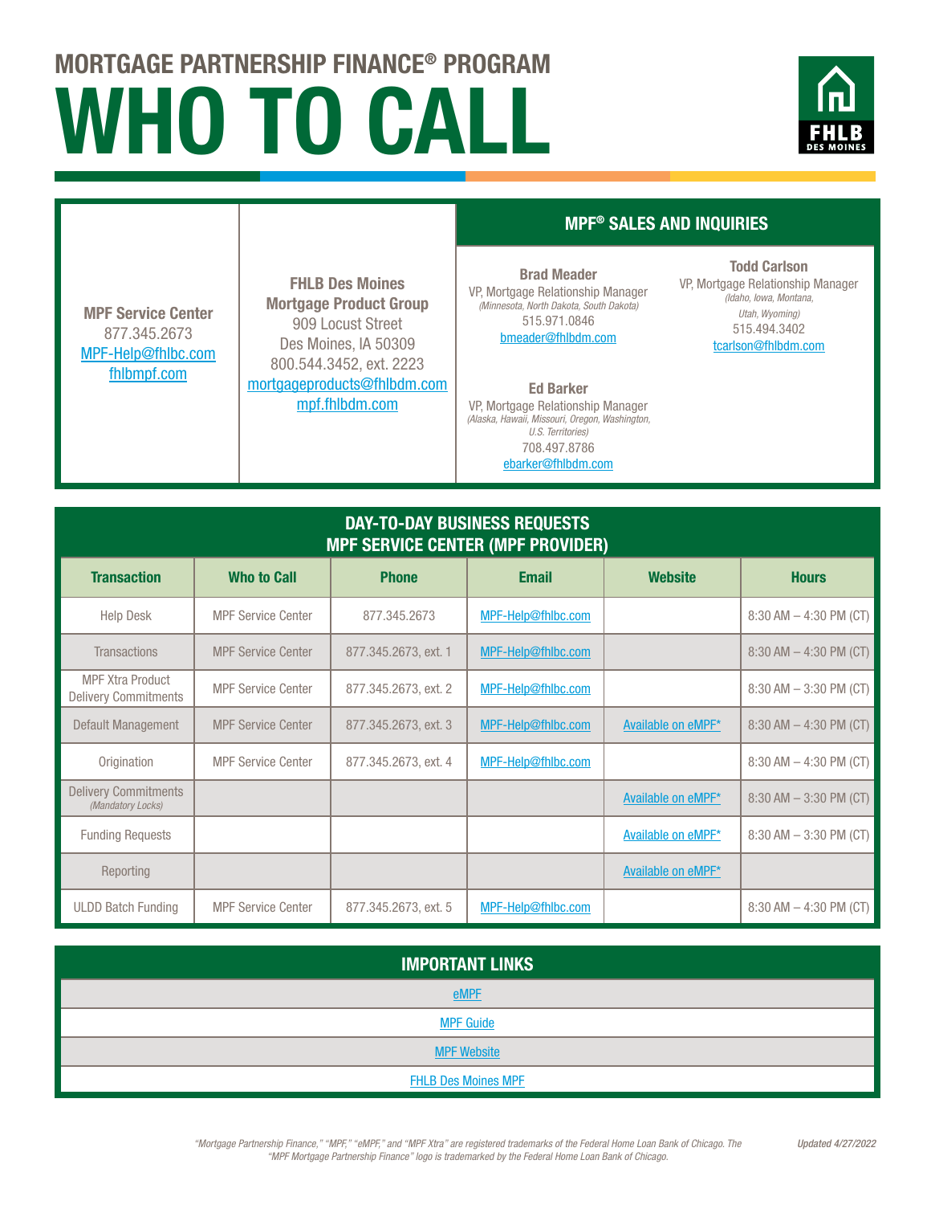## MORTGAGE PARTNERSHIP FINANCE® PROGRAM

# WHO TO CALL

FHLB DES MOINES

**MPF Service Center**
877.345.2673
MPF-Help@fhlbc.com
fhlbmpf.com

**FHLB Des Moines Mortgage Product Group**
909 Locust Street
Des Moines, IA 50309
800.544.3452, ext. 2223
mortgageproducts@fhlbdm.com
mpf.fhlbdm.com

### MPF® SALES AND INQUIRIES

**Brad Meader**
VP, Mortgage Relationship Manager
*(Minnesota, North Dakota, South Dakota)*
515.971.0846
bmeader@fhlbdm.com

**Todd Carlson**
VP, Mortgage Relationship Manager
*(Idaho, Iowa, Montana, Utah, Wyoming)*
515.494.3402
tcarlson@fhlbdm.com

**Ed Barker**
VP, Mortgage Relationship Manager
*(Alaska, Hawaii, Missouri, Oregon, Washington, U.S. Territories)*
708.497.8786
ebarker@fhlbdm.com

### DAY-TO-DAY BUSINESS REQUESTS
### MPF SERVICE CENTER (MPF PROVIDER)

| Transaction | Who to Call | Phone | Email | Website | Hours |
|---|---|---|---|---|---|
| Help Desk | MPF Service Center | 877.345.2673 | MPF-Help@fhlbc.com | | 8:30 AM – 4:30 PM (CT) |
| Transactions | MPF Service Center | 877.345.2673, ext. 1 | MPF-Help@fhlbc.com | | 8:30 AM – 4:30 PM (CT) |
| MPF Xtra Product Delivery Commitments | MPF Service Center | 877.345.2673, ext. 2 | MPF-Help@fhlbc.com | | 8:30 AM – 3:30 PM (CT) |
| Default Management | MPF Service Center | 877.345.2673, ext. 3 | MPF-Help@fhlbc.com | Available on eMPF* | 8:30 AM – 4:30 PM (CT) |
| Origination | MPF Service Center | 877.345.2673, ext. 4 | MPF-Help@fhlbc.com | | 8:30 AM – 4:30 PM (CT) |
| Delivery Commitments *(Mandatory Locks)* | | | | Available on eMPF* | 8:30 AM – 3:30 PM (CT) |
| Funding Requests | | | | Available on eMPF* | 8:30 AM – 3:30 PM (CT) |
| Reporting | | | | Available on eMPF* | |
| ULDD Batch Funding | MPF Service Center | 877.345.2673, ext. 5 | MPF-Help@fhlbc.com | | 8:30 AM – 4:30 PM (CT) |

### IMPORTANT LINKS

| |
|---|
| eMPF |
| MPF Guide |
| MPF Website |
| FHLB Des Moines MPF |

*"Mortgage Partnership Finance," "MPF," "eMPF," and "MPF Xtra" are registered trademarks of the Federal Home Loan Bank of Chicago. The "MPF Mortgage Partnership Finance" logo is trademarked by the Federal Home Loan Bank of Chicago.*

*Updated 4/27/2022*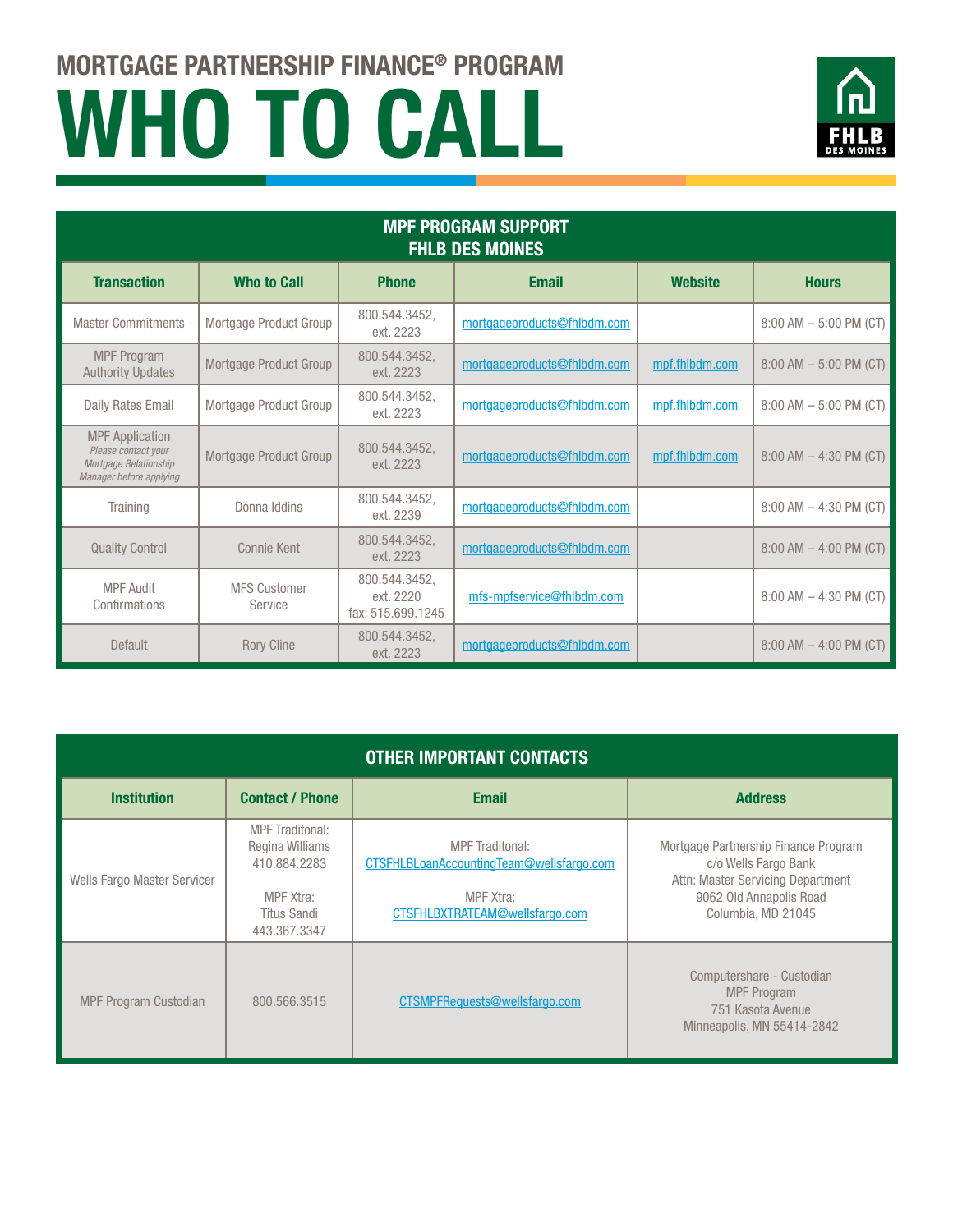## MORTGAGE PARTNERSHIP FINANCE® PROGRAM

# WHO TO CALL

## MPF PROGRAM SUPPORT
## FHLB DES MOINES

| Transaction | Who to Call | Phone | Email | Website | Hours |
|---|---|---|---|---|---|
| Master Commitments | Mortgage Product Group | 800.544.3452, ext. 2223 | mortgageproducts@fhlbdm.com | | 8:00 AM – 5:00 PM (CT) |
| MPF Program Authority Updates | Mortgage Product Group | 800.544.3452, ext. 2223 | mortgageproducts@fhlbdm.com | mpf.fhlbdm.com | 8:00 AM – 5:00 PM (CT) |
| Daily Rates Email | Mortgage Product Group | 800.544.3452, ext. 2223 | mortgageproducts@fhlbdm.com | mpf.fhlbdm.com | 8:00 AM – 5:00 PM (CT) |
| MPF Application *Please contact your Mortgage Relationship Manager before applying* | Mortgage Product Group | 800.544.3452, ext. 2223 | mortgageproducts@fhlbdm.com | mpf.fhlbdm.com | 8:00 AM – 4:30 PM (CT) |
| Training | Donna Iddins | 800.544.3452, ext. 2239 | mortgageproducts@fhlbdm.com | | 8:00 AM – 4:30 PM (CT) |
| Quality Control | Connie Kent | 800.544.3452, ext. 2223 | mortgageproducts@fhlbdm.com | | 8:00 AM – 4:00 PM (CT) |
| MPF Audit Confirmations | MFS Customer Service | 800.544.3452, ext. 2220 fax: 515.699.1245 | mfs-mpfservice@fhlbdm.com | | 8:00 AM – 4:30 PM (CT) |
| Default | Rory Cline | 800.544.3452, ext. 2223 | mortgageproducts@fhlbdm.com | | 8:00 AM – 4:00 PM (CT) |

## OTHER IMPORTANT CONTACTS

| Institution | Contact / Phone | Email | Address |
|---|---|---|---|
| Wells Fargo Master Servicer | MPF Traditonal: Regina Williams 410.884.2283<br><br>MPF Xtra: Titus Sandi 443.367.3347 | MPF Traditonal: CTSFHLBLoanAccountingTeam@wellsfargo.com<br><br>MPF Xtra: CTSFHLBXTRATEAM@wellsfargo.com | Mortgage Partnership Finance Program c/o Wells Fargo Bank Attn: Master Servicing Department 9062 Old Annapolis Road Columbia, MD 21045 |
| MPF Program Custodian | 800.566.3515 | CTSMPFRequests@wellsfargo.com | Computershare - Custodian MPF Program 751 Kasota Avenue Minneapolis, MN 55414-2842 |